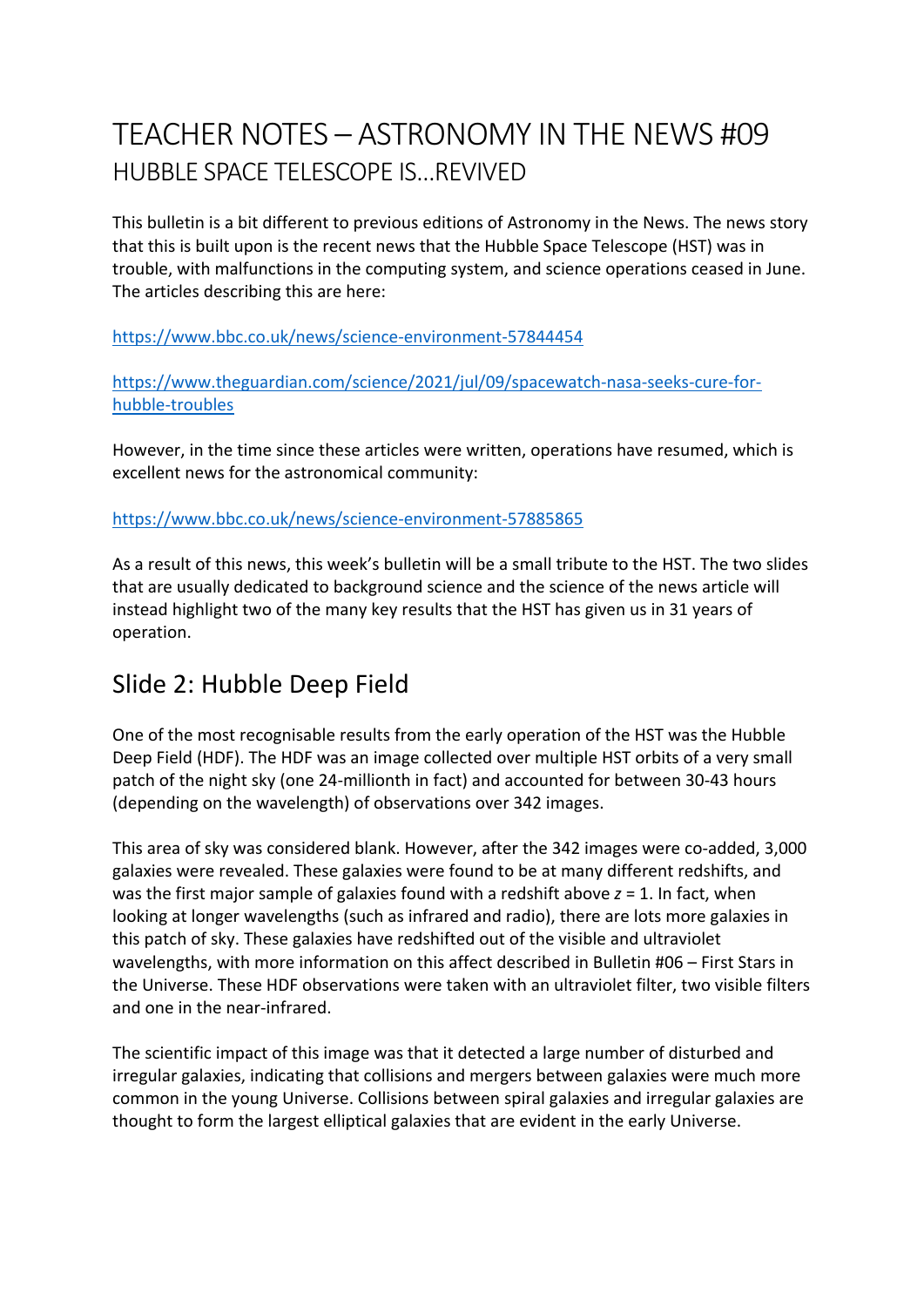# TEACHER NOTES – ASTRONOMY IN THE NEWS #09

## HUBBLE SPACE TELESCOPE IS…REVIVED

This bulletin is a bit different to previous editions of Astronomy in the News. The news story that this is built upon is the recent news that the Hubble Space Telescope (HST) was in trouble, with malfunctions in the computing system, and science operations ceased in June. The articles describing this are here:

https://www.bbc.co.uk/news/science-environment-57844454

https://www.theguardian.com/science/2021/jul/09/spacewatch-nasa-seeks-cure-for-hubble-troubles

However, in the time since these articles were written, operations have resumed, which is excellent news for the astronomical community:

https://www.bbc.co.uk/news/science-environment-57885865

As a result of this news, this week's bulletin will be a small tribute to the HST. The two slides that are usually dedicated to background science and the science of the news article will instead highlight two of the many key results that the HST has given us in 31 years of operation.

## Slide 2: Hubble Deep Field

One of the most recognisable results from the early operation of the HST was the Hubble Deep Field (HDF). The HDF was an image collected over multiple HST orbits of a very small patch of the night sky (one 24-millionth in fact) and accounted for between 30-43 hours (depending on the wavelength) of observations over 342 images.

This area of sky was considered blank. However, after the 342 images were co-added, 3,000 galaxies were revealed. These galaxies were found to be at many different redshifts, and was the first major sample of galaxies found with a redshift above $z$ = 1. In fact, when looking at longer wavelengths (such as infrared and radio), there are lots more galaxies in this patch of sky. These galaxies have redshifted out of the visible and ultraviolet wavelengths, with more information on this affect described in Bulletin #06 – First Stars in the Universe. These HDF observations were taken with an ultraviolet filter, two visible filters and one in the near-infrared.

The scientific impact of this image was that it detected a large number of disturbed and irregular galaxies, indicating that collisions and mergers between galaxies were much more common in the young Universe. Collisions between spiral galaxies and irregular galaxies are thought to form the largest elliptical galaxies that are evident in the early Universe.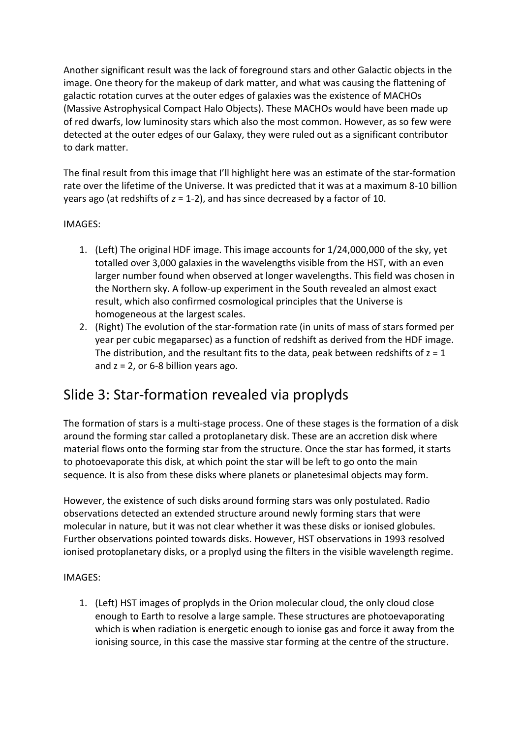Another significant result was the lack of foreground stars and other Galactic objects in the image. One theory for the makeup of dark matter, and what was causing the flattening of galactic rotation curves at the outer edges of galaxies was the existence of MACHOs (Massive Astrophysical Compact Halo Objects). These MACHOs would have been made up of red dwarfs, low luminosity stars which also the most common. However, as so few were detected at the outer edges of our Galaxy, they were ruled out as a significant contributor to dark matter.

The final result from this image that I'll highlight here was an estimate of the star-formation rate over the lifetime of the Universe. It was predicted that it was at a maximum 8-10 billion years ago (at redshifts of $z$ = 1-2), and has since decreased by a factor of 10.

IMAGES:

1. (Left) The original HDF image. This image accounts for 1/24,000,000 of the sky, yet totalled over 3,000 galaxies in the wavelengths visible from the HST, with an even larger number found when observed at longer wavelengths. This field was chosen in the Northern sky. A follow-up experiment in the South revealed an almost exact result, which also confirmed cosmological principles that the Universe is homogeneous at the largest scales.
2. (Right) The evolution of the star-formation rate (in units of mass of stars formed per year per cubic megaparsec) as a function of redshift as derived from the HDF image. The distribution, and the resultant fits to the data, peak between redshifts of z = 1 and z = 2, or 6-8 billion years ago.

## Slide 3: Star-formation revealed via proplyds

The formation of stars is a multi-stage process. One of these stages is the formation of a disk around the forming star called a protoplanetary disk. These are an accretion disk where material flows onto the forming star from the structure. Once the star has formed, it starts to photoevaporate this disk, at which point the star will be left to go onto the main sequence. It is also from these disks where planets or planetesimal objects may form.

However, the existence of such disks around forming stars was only postulated. Radio observations detected an extended structure around newly forming stars that were molecular in nature, but it was not clear whether it was these disks or ionised globules. Further observations pointed towards disks. However, HST observations in 1993 resolved ionised protoplanetary disks, or a proplyd using the filters in the visible wavelength regime.

IMAGES:

1. (Left) HST images of proplyds in the Orion molecular cloud, the only cloud close enough to Earth to resolve a large sample. These structures are photoevaporating which is when radiation is energetic enough to ionise gas and force it away from the ionising source, in this case the massive star forming at the centre of the structure.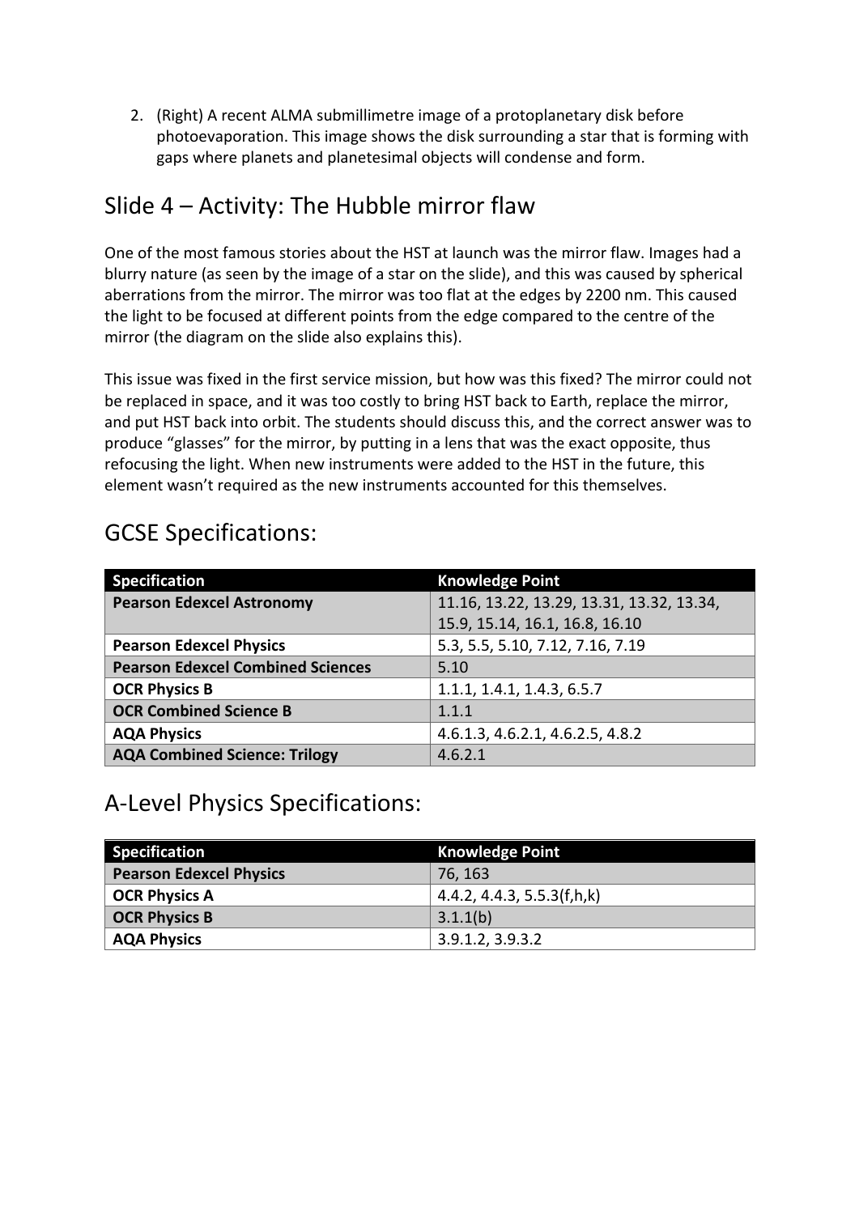2. (Right) A recent ALMA submillimetre image of a protoplanetary disk before photoevaporation. This image shows the disk surrounding a star that is forming with gaps where planets and planetesimal objects will condense and form.

## Slide 4 – Activity: The Hubble mirror flaw

One of the most famous stories about the HST at launch was the mirror flaw. Images had a blurry nature (as seen by the image of a star on the slide), and this was caused by spherical aberrations from the mirror. The mirror was too flat at the edges by 2200 nm. This caused the light to be focused at different points from the edge compared to the centre of the mirror (the diagram on the slide also explains this).

This issue was fixed in the first service mission, but how was this fixed? The mirror could not be replaced in space, and it was too costly to bring HST back to Earth, replace the mirror, and put HST back into orbit. The students should discuss this, and the correct answer was to produce "glasses" for the mirror, by putting in a lens that was the exact opposite, thus refocusing the light. When new instruments were added to the HST in the future, this element wasn't required as the new instruments accounted for this themselves.

## GCSE Specifications:

| Specification | Knowledge Point |
|---|---|
| **Pearson Edexcel Astronomy** | 11.16, 13.22, 13.29, 13.31, 13.32, 13.34, 15.9, 15.14, 16.1, 16.8, 16.10 |
| **Pearson Edexcel Physics** | 5.3, 5.5, 5.10, 7.12, 7.16, 7.19 |
| **Pearson Edexcel Combined Sciences** | 5.10 |
| **OCR Physics B** | 1.1.1, 1.4.1, 1.4.3, 6.5.7 |
| **OCR Combined Science B** | 1.1.1 |
| **AQA Physics** | 4.6.1.3, 4.6.2.1, 4.6.2.5, 4.8.2 |
| **AQA Combined Science: Trilogy** | 4.6.2.1 |

## A-Level Physics Specifications:

| Specification | Knowledge Point |
|---|---|
| **Pearson Edexcel Physics** | 76, 163 |
| **OCR Physics A** | 4.4.2, 4.4.3, 5.5.3(f,h,k) |
| **OCR Physics B** | 3.1.1(b) |
| **AQA Physics** | 3.9.1.2, 3.9.3.2 |